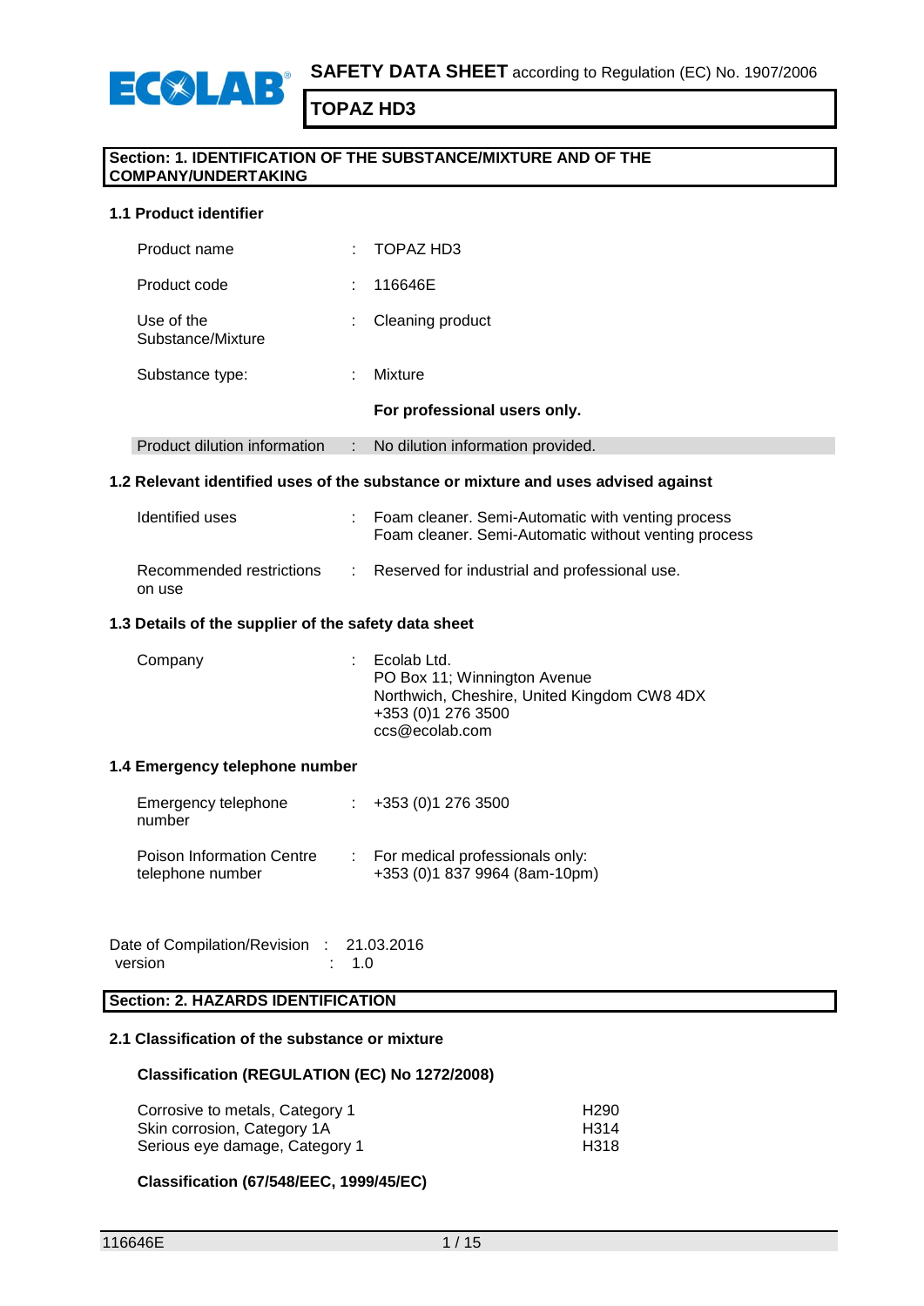**SAFETY DATA SHEET** according to Regulation (EC) No. 1907/2006

# TOPAZ HD3

## Section: 1. IDENTIFICATION OF THE SUBSTANCE/MIXTURE AND OF THE COMPANY/UNDERTAKING

### 1.1 Product identifier

| | | |
|---|---|---|
| Product name | : | TOPAZ HD3 |
| Product code | : | 116646E |
| Use of the Substance/Mixture | : | Cleaning product |
| Substance type: | : | Mixture |
| | | **For professional users only.** |
| Product dilution information | : | No dilution information provided. |

### 1.2 Relevant identified uses of the substance or mixture and uses advised against

| | | |
|---|---|---|
| Identified uses | : | Foam cleaner. Semi-Automatic with venting process<br>Foam cleaner. Semi-Automatic without venting process |
| Recommended restrictions on use | : | Reserved for industrial and professional use. |

### 1.3 Details of the supplier of the safety data sheet

| | | |
|---|---|---|
| Company | : | Ecolab Ltd.<br>PO Box 11; Winnington Avenue<br>Northwich, Cheshire, United Kingdom CW8 4DX<br>+353 (0)1 276 3500<br>ccs@ecolab.com |

### 1.4 Emergency telephone number

| | | |
|---|---|---|
| Emergency telephone number | : | +353 (0)1 276 3500 |
| Poison Information Centre telephone number | : | For medical professionals only:<br>+353 (0)1 837 9964 (8am-10pm) |

Date of Compilation/Revision : 21.03.2016
version : 1.0

## Section: 2. HAZARDS IDENTIFICATION

### 2.1 Classification of the substance or mixture

**Classification (REGULATION (EC) No 1272/2008)**

| | |
|---|---|
| Corrosive to metals, Category 1 | H290 |
| Skin corrosion, Category 1A | H314 |
| Serious eye damage, Category 1 | H318 |

**Classification (67/548/EEC, 1999/45/EC)**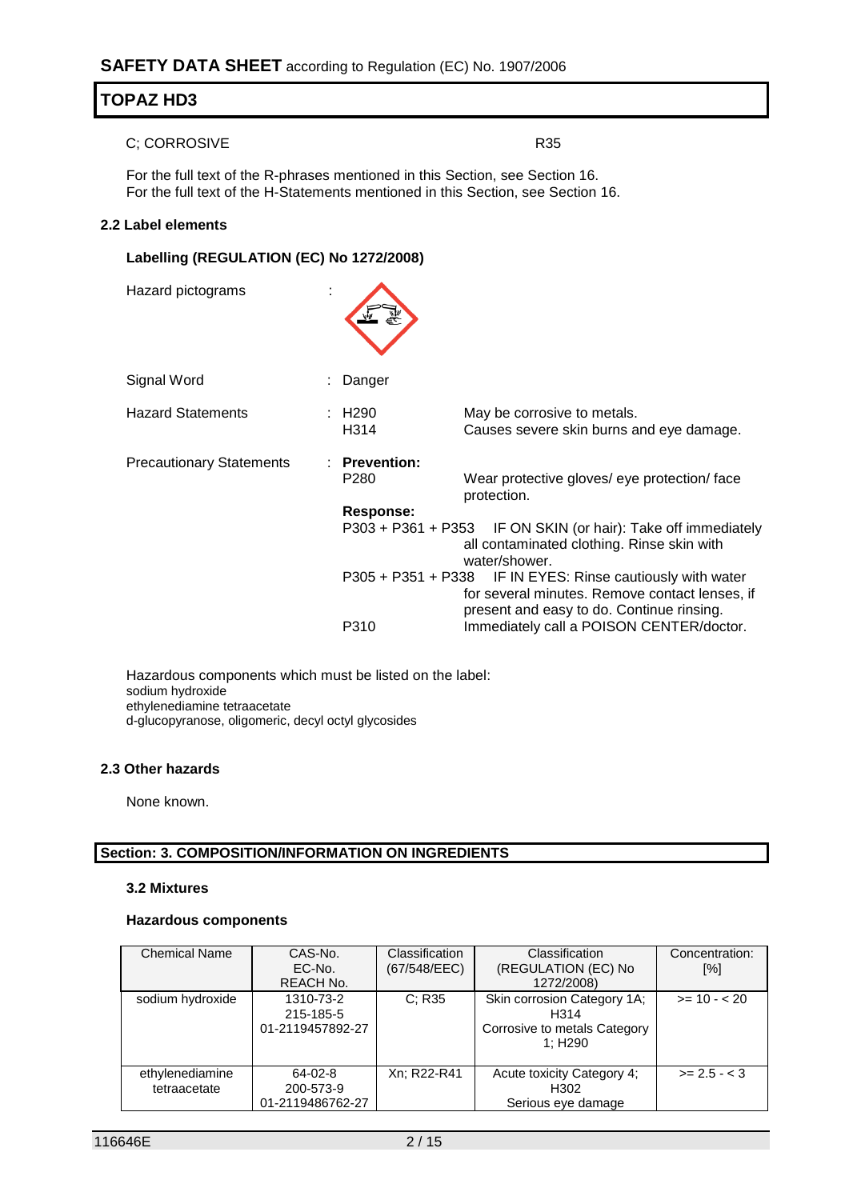C; CORROSIVE R35

For the full text of the R-phrases mentioned in this Section, see Section 16.
For the full text of the H-Statements mentioned in this Section, see Section 16.

### 2.2 Label elements

#### Labelling (REGULATION (EC) No 1272/2008)

Hazard pictograms :

Signal Word : Danger

| | | |
|---|---|---|
| Hazard Statements | : H290 | May be corrosive to metals. |
| | H314 | Causes severe skin burns and eye damage. |
| Precautionary Statements | : **Prevention:** | |
| | P280 | Wear protective gloves/ eye protection/ face protection. |
| | **Response:** | |
| | P303 + P361 + P353 | IF ON SKIN (or hair): Take off immediately all contaminated clothing. Rinse skin with water/shower. |
| | P305 + P351 + P338 | IF IN EYES: Rinse cautiously with water for several minutes. Remove contact lenses, if present and easy to do. Continue rinsing. |
| | P310 | Immediately call a POISON CENTER/doctor. |

Hazardous components which must be listed on the label:
sodium hydroxide
ethylenediamine tetraacetate
d-glucopyranose, oligomeric, decyl octyl glycosides

### 2.3 Other hazards

None known.

## Section: 3. COMPOSITION/INFORMATION ON INGREDIENTS

### 3.2 Mixtures

#### Hazardous components

| Chemical Name | CAS-No. EC-No. REACH No. | Classification (67/548/EEC) | Classification (REGULATION (EC) No 1272/2008) | Concentration: [%] |
|---|---|---|---|---|
| sodium hydroxide | 1310-73-2 215-185-5 01-2119457892-27 | C; R35 | Skin corrosion Category 1A; H314 Corrosive to metals Category 1; H290 | >= 10 - < 20 |
| ethylenediamine tetraacetate | 64-02-8 200-573-9 01-2119486762-27 | Xn; R22-R41 | Acute toxicity Category 4; H302 Serious eye damage | >= 2.5 - < 3 |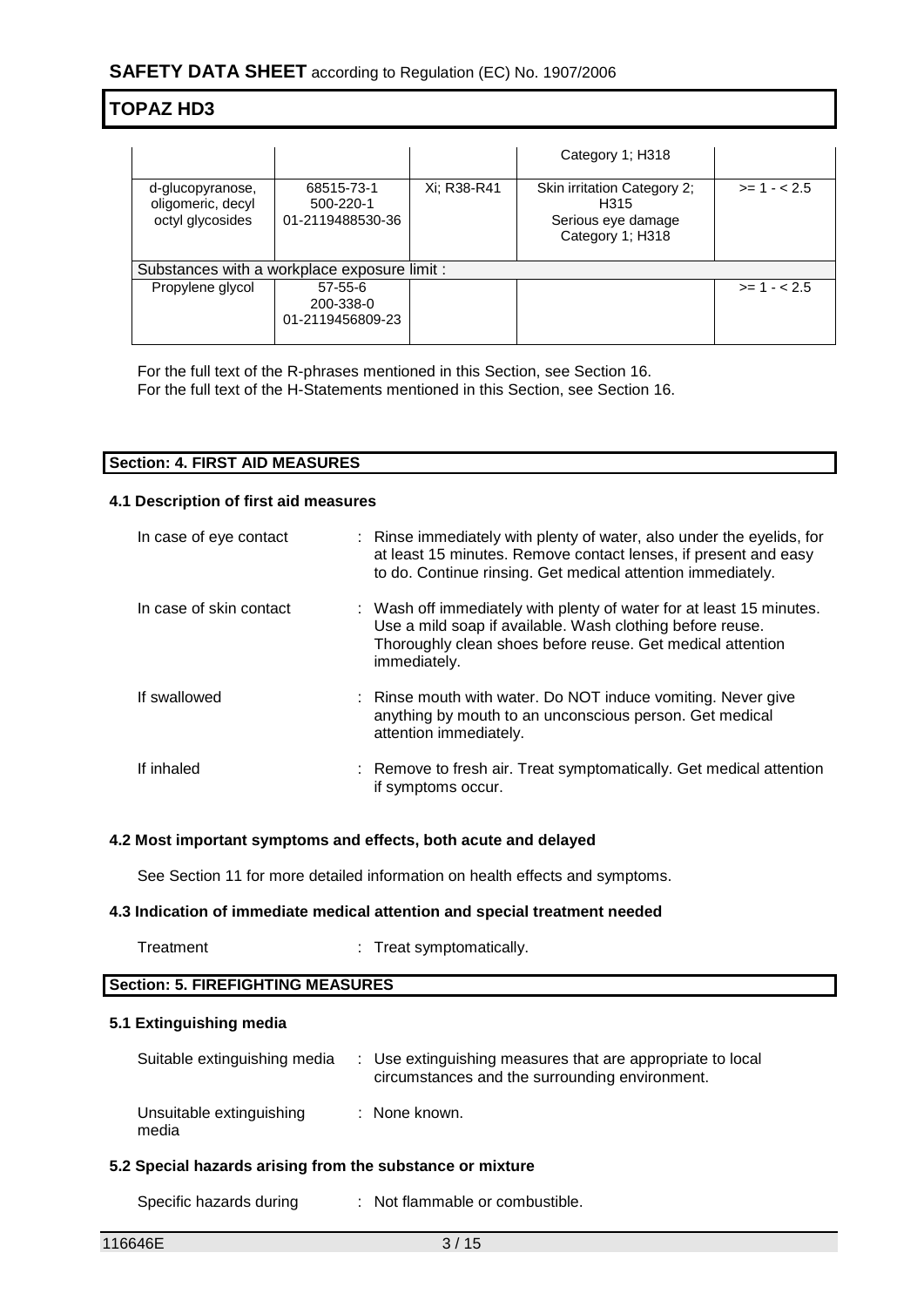| | | | Category 1; H318 | |
|---|---|---|---|---|
| d-glucopyranose, oligomeric, decyl octyl glycosides | 68515-73-1<br>500-220-1<br>01-2119488530-36 | Xi; R38-R41 | Skin irritation Category 2; H315<br>Serious eye damage Category 1; H318 | >= 1 - < 2.5 |
| Substances with a workplace exposure limit : | | | | |
| Propylene glycol | 57-55-6<br>200-338-0<br>01-2119456809-23 | | | >= 1 - < 2.5 |

For the full text of the R-phrases mentioned in this Section, see Section 16.
For the full text of the H-Statements mentioned in this Section, see Section 16.

## Section: 4. FIRST AID MEASURES

### 4.1 Description of first aid measures

In case of eye contact : Rinse immediately with plenty of water, also under the eyelids, for at least 15 minutes. Remove contact lenses, if present and easy to do. Continue rinsing. Get medical attention immediately.

In case of skin contact : Wash off immediately with plenty of water for at least 15 minutes. Use a mild soap if available. Wash clothing before reuse. Thoroughly clean shoes before reuse. Get medical attention immediately.

If swallowed : Rinse mouth with water. Do NOT induce vomiting. Never give anything by mouth to an unconscious person. Get medical attention immediately.

If inhaled : Remove to fresh air. Treat symptomatically. Get medical attention if symptoms occur.

### 4.2 Most important symptoms and effects, both acute and delayed

See Section 11 for more detailed information on health effects and symptoms.

### 4.3 Indication of immediate medical attention and special treatment needed

Treatment : Treat symptomatically.

## Section: 5. FIREFIGHTING MEASURES

### 5.1 Extinguishing media

Suitable extinguishing media : Use extinguishing measures that are appropriate to local circumstances and the surrounding environment.

Unsuitable extinguishing media : None known.

### 5.2 Special hazards arising from the substance or mixture

Specific hazards during : Not flammable or combustible.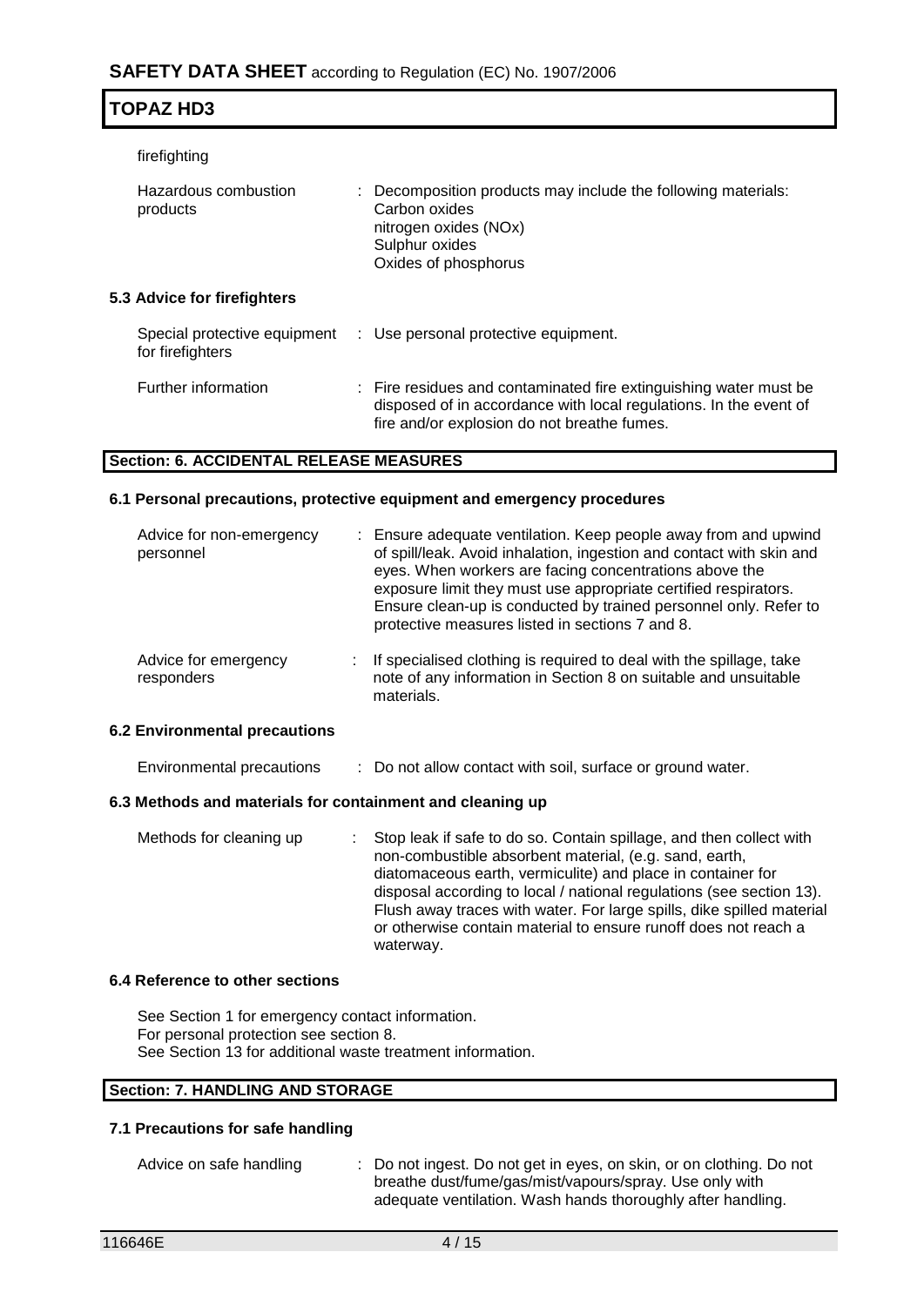firefighting

| | |
|---|---|
| Hazardous combustion products | : Decomposition products may include the following materials:<br>Carbon oxides<br>nitrogen oxides (NOx)<br>Sulphur oxides<br>Oxides of phosphorus |

### 5.3 Advice for firefighters

| | |
|---|---|
| Special protective equipment for firefighters | : Use personal protective equipment. |
| Further information | : Fire residues and contaminated fire extinguishing water must be disposed of in accordance with local regulations. In the event of fire and/or explosion do not breathe fumes. |

## Section: 6. ACCIDENTAL RELEASE MEASURES

### 6.1 Personal precautions, protective equipment and emergency procedures

| | |
|---|---|
| Advice for non-emergency personnel | : Ensure adequate ventilation. Keep people away from and upwind of spill/leak. Avoid inhalation, ingestion and contact with skin and eyes. When workers are facing concentrations above the exposure limit they must use appropriate certified respirators. Ensure clean-up is conducted by trained personnel only. Refer to protective measures listed in sections 7 and 8. |
| Advice for emergency responders | : If specialised clothing is required to deal with the spillage, take note of any information in Section 8 on suitable and unsuitable materials. |

### 6.2 Environmental precautions

| | |
|---|---|
| Environmental precautions | : Do not allow contact with soil, surface or ground water. |

### 6.3 Methods and materials for containment and cleaning up

| | |
|---|---|
| Methods for cleaning up | : Stop leak if safe to do so. Contain spillage, and then collect with non-combustible absorbent material, (e.g. sand, earth, diatomaceous earth, vermiculite) and place in container for disposal according to local / national regulations (see section 13). Flush away traces with water. For large spills, dike spilled material or otherwise contain material to ensure runoff does not reach a waterway. |

### 6.4 Reference to other sections

See Section 1 for emergency contact information.
For personal protection see section 8.
See Section 13 for additional waste treatment information.

## Section: 7. HANDLING AND STORAGE

### 7.1 Precautions for safe handling

| | |
|---|---|
| Advice on safe handling | : Do not ingest. Do not get in eyes, on skin, or on clothing. Do not breathe dust/fume/gas/mist/vapours/spray. Use only with adequate ventilation. Wash hands thoroughly after handling. |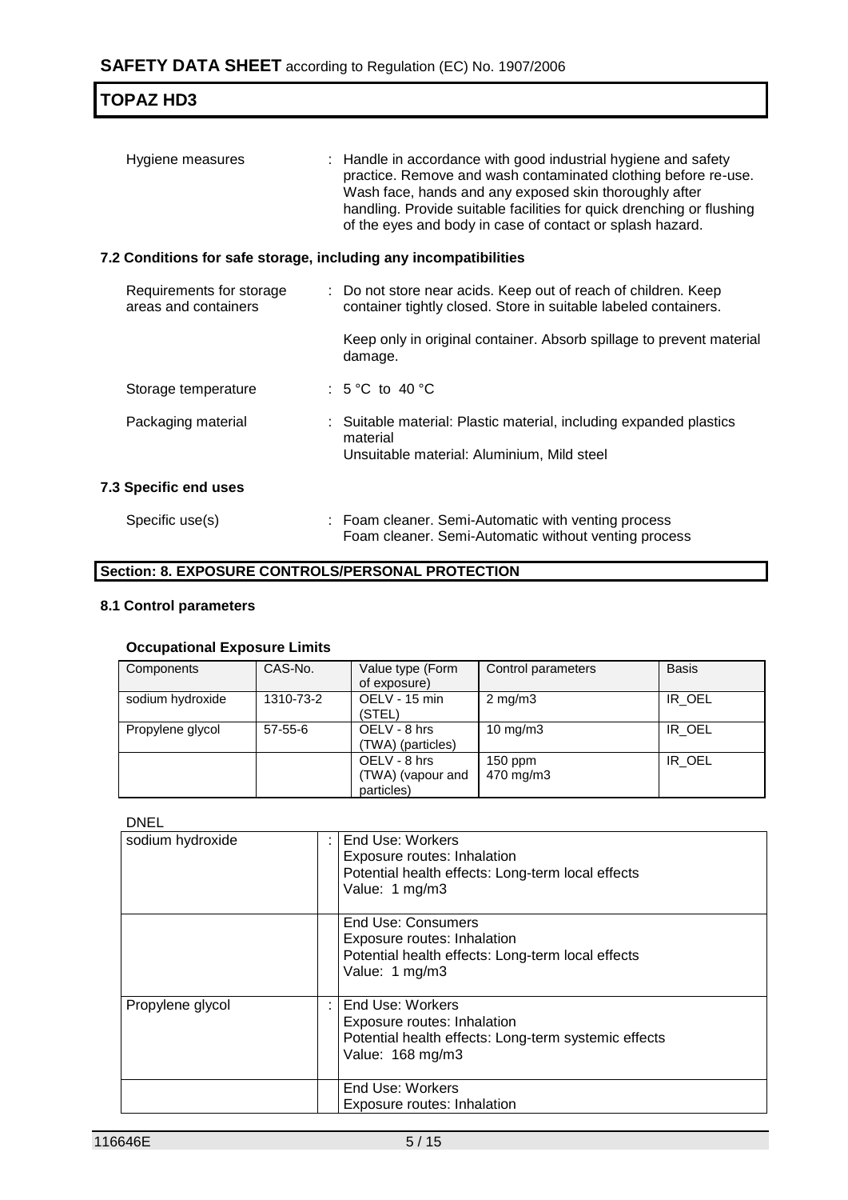Hygiene measures : Handle in accordance with good industrial hygiene and safety practice. Remove and wash contaminated clothing before re-use. Wash face, hands and any exposed skin thoroughly after handling. Provide suitable facilities for quick drenching or flushing of the eyes and body in case of contact or splash hazard.

### 7.2 Conditions for safe storage, including any incompatibilities

Requirements for storage areas and containers : Do not store near acids. Keep out of reach of children. Keep container tightly closed. Store in suitable labeled containers.

Keep only in original container. Absorb spillage to prevent material damage.

Storage temperature : 5 °C to 40 °C

Packaging material : Suitable material: Plastic material, including expanded plastics material
Unsuitable material: Aluminium, Mild steel

### 7.3 Specific end uses

Specific use(s) : Foam cleaner. Semi-Automatic with venting process
Foam cleaner. Semi-Automatic without venting process

## Section: 8. EXPOSURE CONTROLS/PERSONAL PROTECTION

### 8.1 Control parameters

**Occupational Exposure Limits**

| Components | CAS-No. | Value type (Form of exposure) | Control parameters | Basis |
|---|---|---|---|---|
| sodium hydroxide | 1310-73-2 | OELV - 15 min (STEL) | 2 mg/m3 | IR_OEL |
| Propylene glycol | 57-55-6 | OELV - 8 hrs (TWA) (particles) | 10 mg/m3 | IR_OEL |
| | | OELV - 8 hrs (TWA) (vapour and particles) | 150 ppm 470 mg/m3 | IR_OEL |

DNEL

| | | |
|---|---|---|
| sodium hydroxide | : | End Use: Workers<br>Exposure routes: Inhalation<br>Potential health effects: Long-term local effects<br>Value: 1 mg/m3 |
| | | End Use: Consumers<br>Exposure routes: Inhalation<br>Potential health effects: Long-term local effects<br>Value: 1 mg/m3 |
| Propylene glycol | : | End Use: Workers<br>Exposure routes: Inhalation<br>Potential health effects: Long-term systemic effects<br>Value: 168 mg/m3 |
| | | End Use: Workers<br>Exposure routes: Inhalation |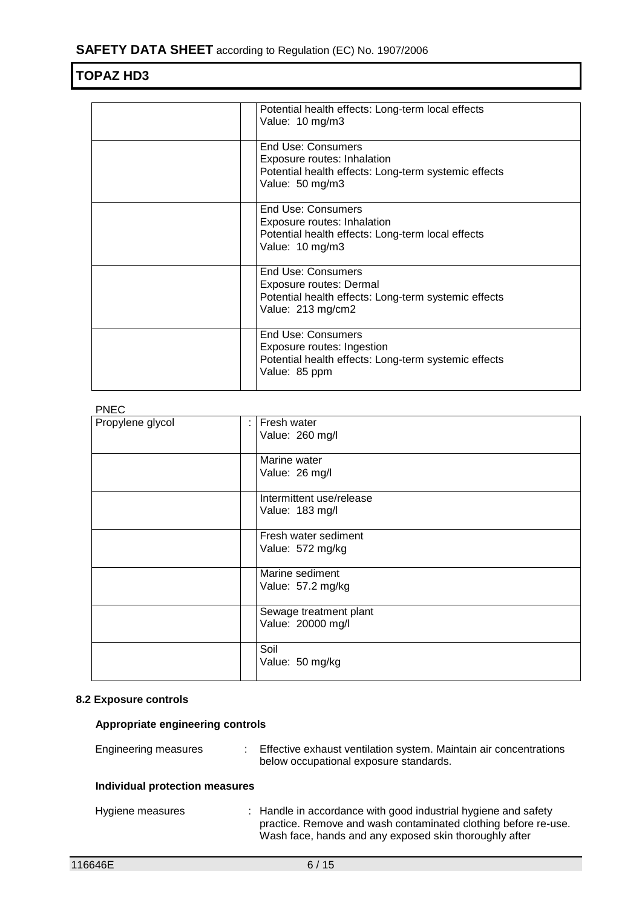|  |  | Potential health effects: Long-term local effects<br>Value: 10 mg/m3 |
|---|---|---|
|  |  | End Use: Consumers<br>Exposure routes: Inhalation<br>Potential health effects: Long-term systemic effects<br>Value: 50 mg/m3 |
|  |  | End Use: Consumers<br>Exposure routes: Inhalation<br>Potential health effects: Long-term local effects<br>Value: 10 mg/m3 |
|  |  | End Use: Consumers<br>Exposure routes: Dermal<br>Potential health effects: Long-term systemic effects<br>Value: 213 mg/cm2 |
|  |  | End Use: Consumers<br>Exposure routes: Ingestion<br>Potential health effects: Long-term systemic effects<br>Value: 85 ppm |

PNEC

| Propylene glycol | : | Fresh water<br>Value: 260 mg/l |
|---|---|---|
|  |  | Marine water<br>Value: 26 mg/l |
|  |  | Intermittent use/release<br>Value: 183 mg/l |
|  |  | Fresh water sediment<br>Value: 572 mg/kg |
|  |  | Marine sediment<br>Value: 57.2 mg/kg |
|  |  | Sewage treatment plant<br>Value: 20000 mg/l |
|  |  | Soil<br>Value: 50 mg/kg |

### 8.2 Exposure controls

#### Appropriate engineering controls

Engineering measures : Effective exhaust ventilation system. Maintain air concentrations below occupational exposure standards.

#### Individual protection measures

Hygiene measures : Handle in accordance with good industrial hygiene and safety practice. Remove and wash contaminated clothing before re-use. Wash face, hands and any exposed skin thoroughly after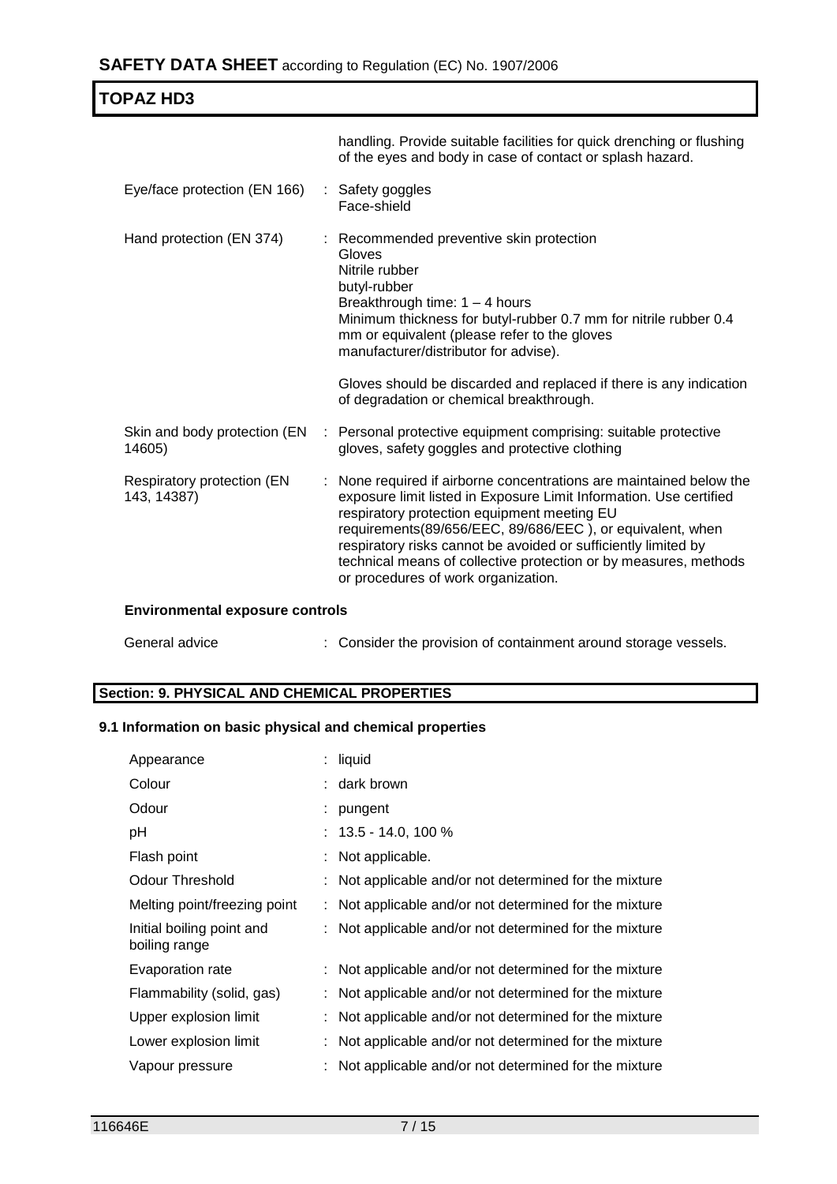handling. Provide suitable facilities for quick drenching or flushing of the eyes and body in case of contact or splash hazard.

| | | |
|---|---|---|
| Eye/face protection (EN 166) | : | Safety goggles<br>Face-shield |
| Hand protection (EN 374) | : | Recommended preventive skin protection<br>Gloves<br>Nitrile rubber<br>butyl-rubber<br>Breakthrough time: 1 – 4 hours<br>Minimum thickness for butyl-rubber 0.7 mm for nitrile rubber 0.4 mm or equivalent (please refer to the gloves manufacturer/distributor for advise).<br><br>Gloves should be discarded and replaced if there is any indication of degradation or chemical breakthrough. |
| Skin and body protection (EN 14605) | : | Personal protective equipment comprising: suitable protective gloves, safety goggles and protective clothing |
| Respiratory protection (EN 143, 14387) | : | None required if airborne concentrations are maintained below the exposure limit listed in Exposure Limit Information. Use certified respiratory protection equipment meeting EU requirements(89/656/EEC, 89/686/EEC ), or equivalent, when respiratory risks cannot be avoided or sufficiently limited by technical means of collective protection or by measures, methods or procedures of work organization. |

**Environmental exposure controls**

| | | |
|---|---|---|
| General advice | : | Consider the provision of containment around storage vessels. |

## Section: 9. PHYSICAL AND CHEMICAL PROPERTIES

### 9.1 Information on basic physical and chemical properties

| | | |
|---|---|---|
| Appearance | : | liquid |
| Colour | : | dark brown |
| Odour | : | pungent |
| pH | : | 13.5 - 14.0, 100 % |
| Flash point | : | Not applicable. |
| Odour Threshold | : | Not applicable and/or not determined for the mixture |
| Melting point/freezing point | : | Not applicable and/or not determined for the mixture |
| Initial boiling point and boiling range | : | Not applicable and/or not determined for the mixture |
| Evaporation rate | : | Not applicable and/or not determined for the mixture |
| Flammability (solid, gas) | : | Not applicable and/or not determined for the mixture |
| Upper explosion limit | : | Not applicable and/or not determined for the mixture |
| Lower explosion limit | : | Not applicable and/or not determined for the mixture |
| Vapour pressure | : | Not applicable and/or not determined for the mixture |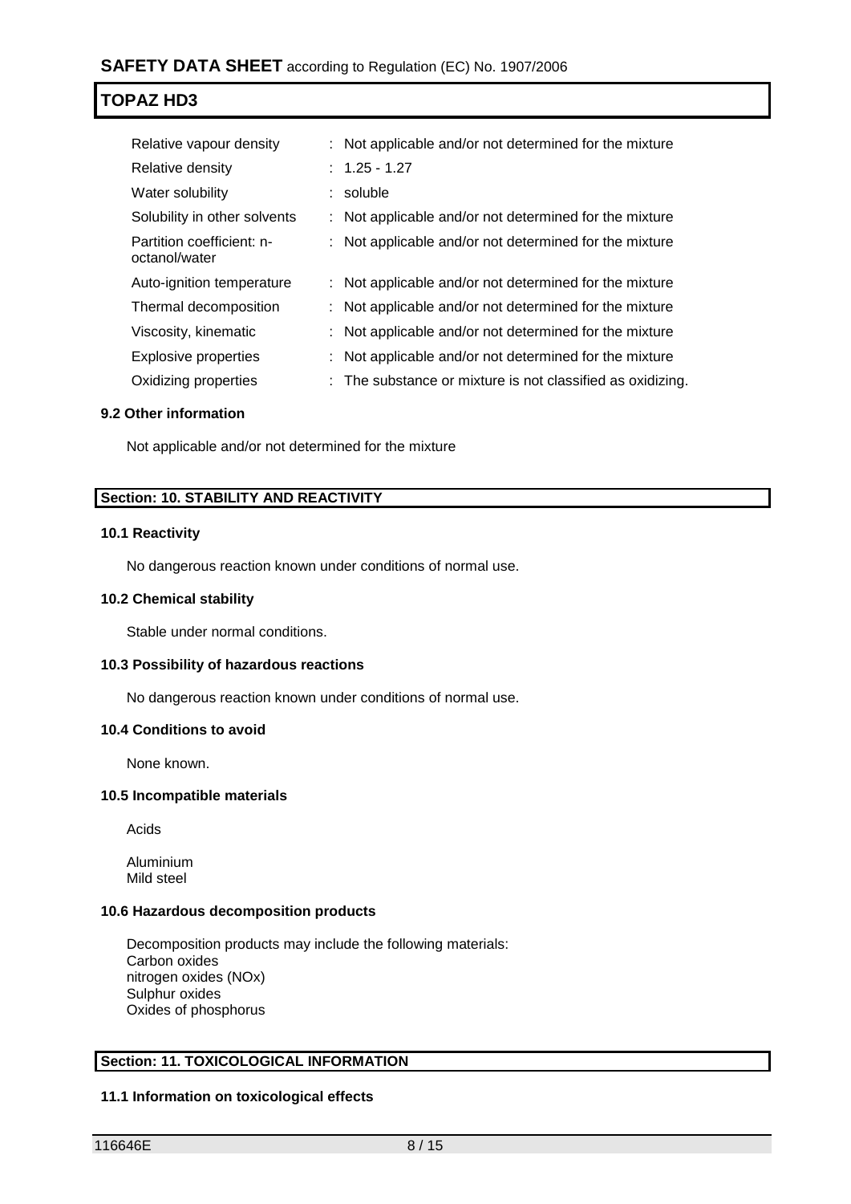| | |
|---|---|
| Relative vapour density | : Not applicable and/or not determined for the mixture |
| Relative density | : 1.25 - 1.27 |
| Water solubility | : soluble |
| Solubility in other solvents | : Not applicable and/or not determined for the mixture |
| Partition coefficient: n-octanol/water | : Not applicable and/or not determined for the mixture |
| Auto-ignition temperature | : Not applicable and/or not determined for the mixture |
| Thermal decomposition | : Not applicable and/or not determined for the mixture |
| Viscosity, kinematic | : Not applicable and/or not determined for the mixture |
| Explosive properties | : Not applicable and/or not determined for the mixture |
| Oxidizing properties | : The substance or mixture is not classified as oxidizing. |

### 9.2 Other information

Not applicable and/or not determined for the mixture

## Section: 10. STABILITY AND REACTIVITY

### 10.1 Reactivity

No dangerous reaction known under conditions of normal use.

### 10.2 Chemical stability

Stable under normal conditions.

### 10.3 Possibility of hazardous reactions

No dangerous reaction known under conditions of normal use.

### 10.4 Conditions to avoid

None known.

### 10.5 Incompatible materials

Acids

Aluminium
Mild steel

### 10.6 Hazardous decomposition products

Decomposition products may include the following materials:
Carbon oxides
nitrogen oxides (NOx)
Sulphur oxides
Oxides of phosphorus

## Section: 11. TOXICOLOGICAL INFORMATION

### 11.1 Information on toxicological effects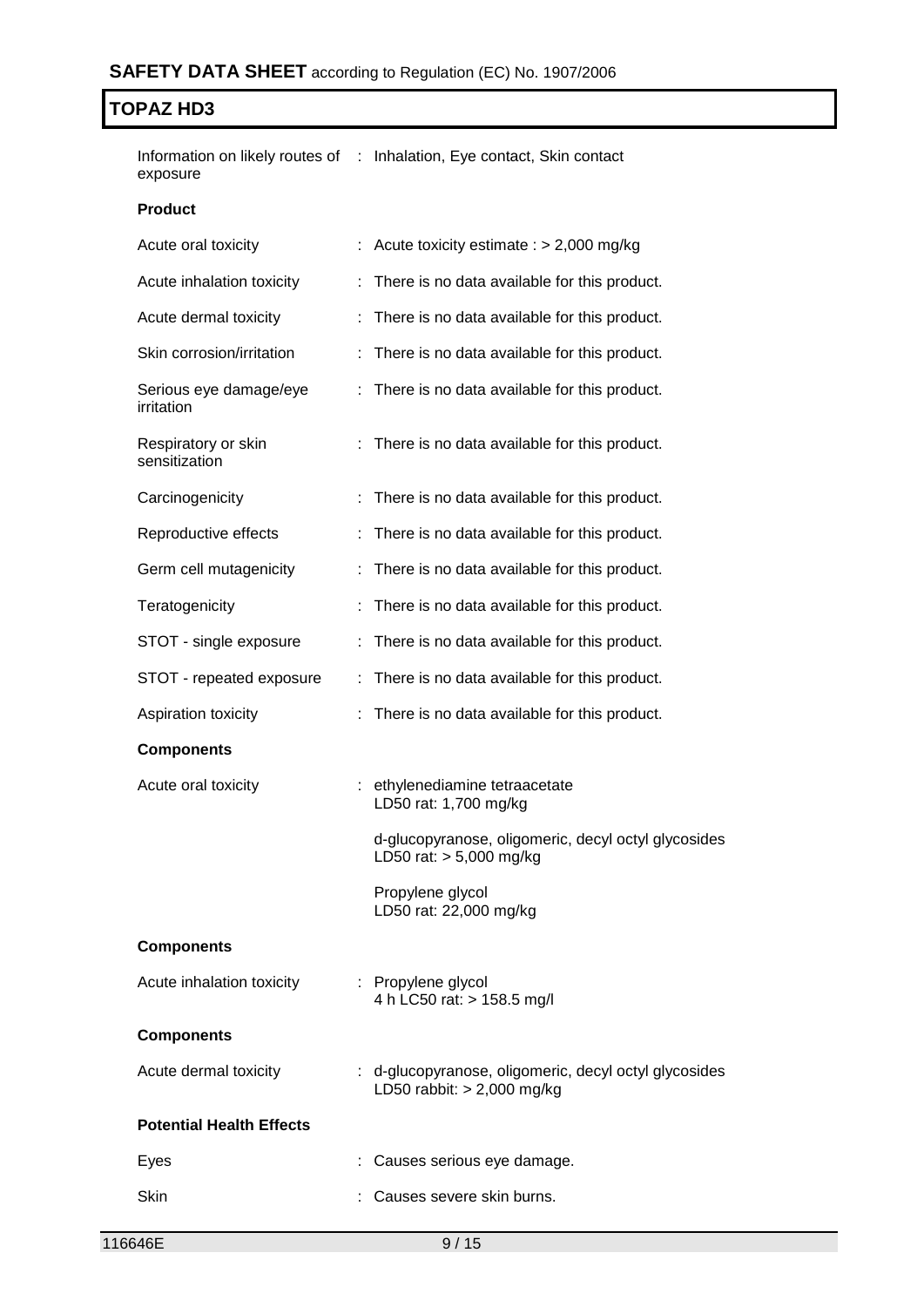Information on likely routes of exposure : Inhalation, Eye contact, Skin contact

**Product**

| | | |
|---|---|---|
| Acute oral toxicity | : | Acute toxicity estimate : > 2,000 mg/kg |
| Acute inhalation toxicity | : | There is no data available for this product. |
| Acute dermal toxicity | : | There is no data available for this product. |
| Skin corrosion/irritation | : | There is no data available for this product. |
| Serious eye damage/eye irritation | : | There is no data available for this product. |
| Respiratory or skin sensitization | : | There is no data available for this product. |
| Carcinogenicity | : | There is no data available for this product. |
| Reproductive effects | : | There is no data available for this product. |
| Germ cell mutagenicity | : | There is no data available for this product. |
| Teratogenicity | : | There is no data available for this product. |
| STOT - single exposure | : | There is no data available for this product. |
| STOT - repeated exposure | : | There is no data available for this product. |
| Aspiration toxicity | : | There is no data available for this product. |

**Components**

Acute oral toxicity : ethylenediamine tetraacetate
LD50 rat: 1,700 mg/kg

d-glucopyranose, oligomeric, decyl octyl glycosides
LD50 rat: > 5,000 mg/kg

Propylene glycol
LD50 rat: 22,000 mg/kg

**Components**

Acute inhalation toxicity : Propylene glycol
4 h LC50 rat: > 158.5 mg/l

**Components**

Acute dermal toxicity : d-glucopyranose, oligomeric, decyl octyl glycosides
LD50 rabbit: > 2,000 mg/kg

**Potential Health Effects**

| | | |
|---|---|---|
| Eyes | : | Causes serious eye damage. |
| Skin | : | Causes severe skin burns. |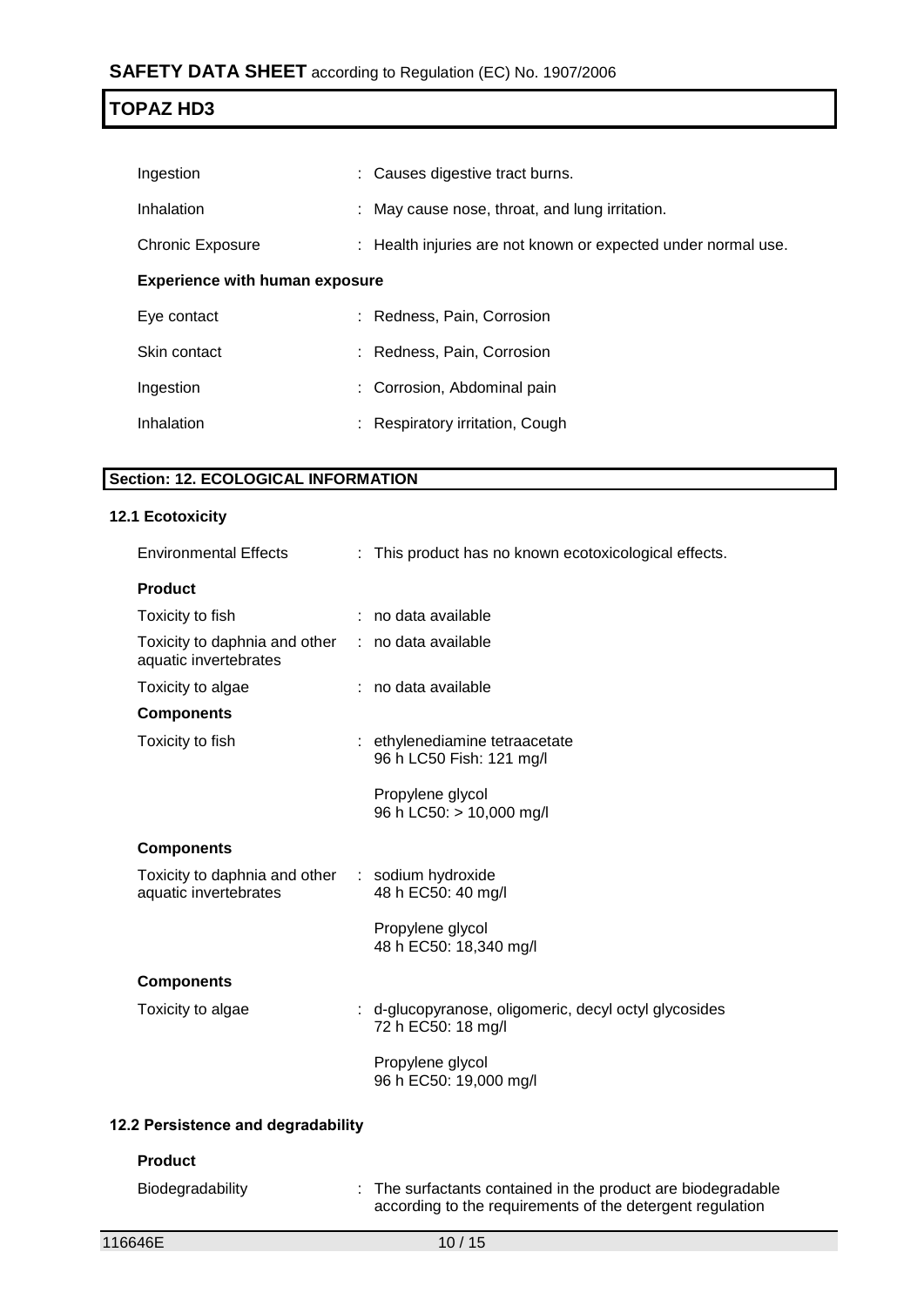| | |
|---|---|
| Ingestion | : Causes digestive tract burns. |
| Inhalation | : May cause nose, throat, and lung irritation. |
| Chronic Exposure | : Health injuries are not known or expected under normal use. |

**Experience with human exposure**

| | |
|---|---|
| Eye contact | : Redness, Pain, Corrosion |
| Skin contact | : Redness, Pain, Corrosion |
| Ingestion | : Corrosion, Abdominal pain |
| Inhalation | : Respiratory irritation, Cough |

## Section: 12. ECOLOGICAL INFORMATION

### 12.1 Ecotoxicity

Environmental Effects : This product has no known ecotoxicological effects.

**Product**

| | |
|---|---|
| Toxicity to fish | : no data available |
| Toxicity to daphnia and other aquatic invertebrates | : no data available |
| Toxicity to algae | : no data available |

**Components**

Toxicity to fish : ethylenediamine tetraacetate
96 h LC50 Fish: 121 mg/l

Propylene glycol
96 h LC50: > 10,000 mg/l

**Components**

Toxicity to daphnia and other aquatic invertebrates : sodium hydroxide
48 h EC50: 40 mg/l

Propylene glycol
48 h EC50: 18,340 mg/l

**Components**

Toxicity to algae : d-glucopyranose, oligomeric, decyl octyl glycosides
72 h EC50: 18 mg/l

Propylene glycol
96 h EC50: 19,000 mg/l

### 12.2 Persistence and degradability

**Product**

Biodegradability : The surfactants contained in the product are biodegradable according to the requirements of the detergent regulation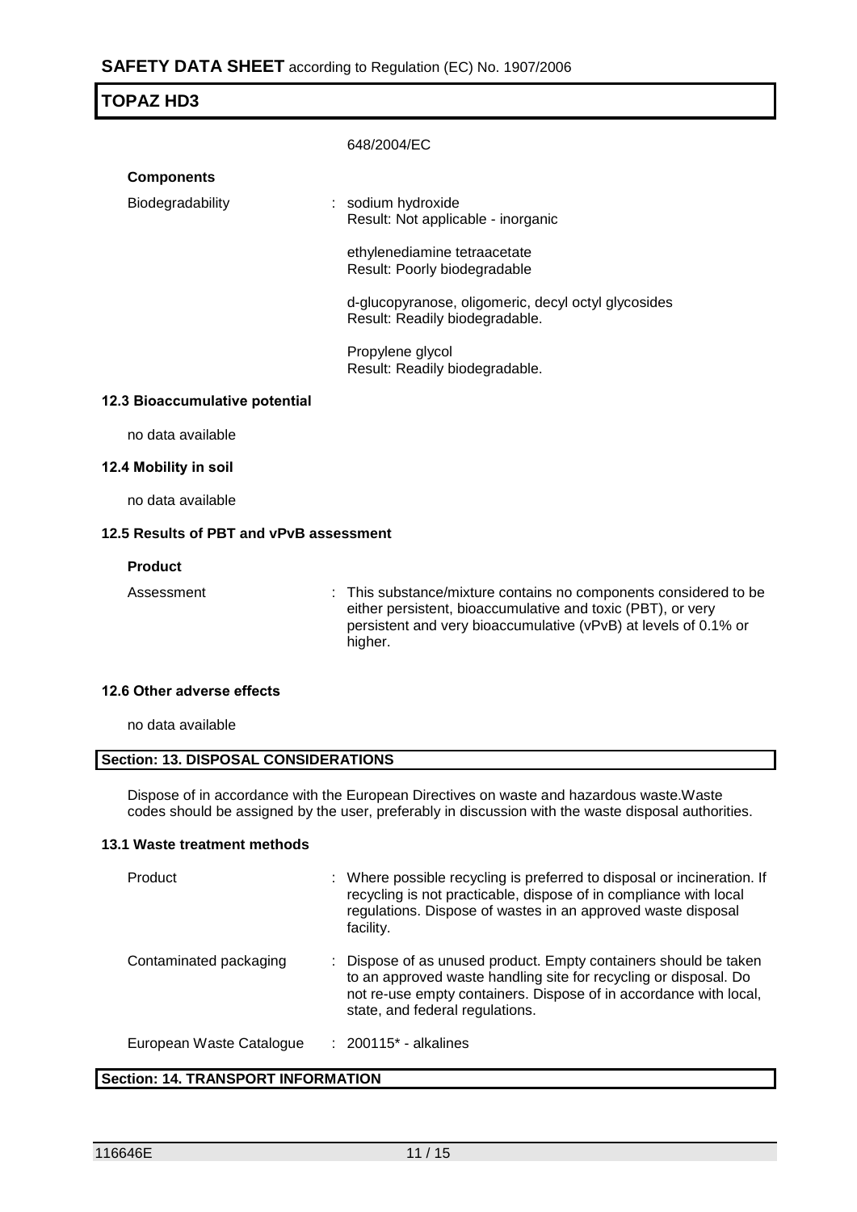648/2004/EC

**Components**

Biodegradability : sodium hydroxide
Result: Not applicable - inorganic

ethylenediamine tetraacetate
Result: Poorly biodegradable

d-glucopyranose, oligomeric, decyl octyl glycosides
Result: Readily biodegradable.

Propylene glycol
Result: Readily biodegradable.

### 12.3 Bioaccumulative potential

no data available

### 12.4 Mobility in soil

no data available

### 12.5 Results of PBT and vPvB assessment

**Product**

Assessment : This substance/mixture contains no components considered to be either persistent, bioaccumulative and toxic (PBT), or very persistent and very bioaccumulative (vPvB) at levels of 0.1% or higher.

### 12.6 Other adverse effects

no data available

## Section: 13. DISPOSAL CONSIDERATIONS

Dispose of in accordance with the European Directives on waste and hazardous waste.Waste codes should be assigned by the user, preferably in discussion with the waste disposal authorities.

### 13.1 Waste treatment methods

Product : Where possible recycling is preferred to disposal or incineration. If recycling is not practicable, dispose of in compliance with local regulations. Dispose of wastes in an approved waste disposal facility.

Contaminated packaging : Dispose of as unused product. Empty containers should be taken to an approved waste handling site for recycling or disposal. Do not re-use empty containers. Dispose of in accordance with local, state, and federal regulations.

European Waste Catalogue : 200115* - alkalines

## Section: 14. TRANSPORT INFORMATION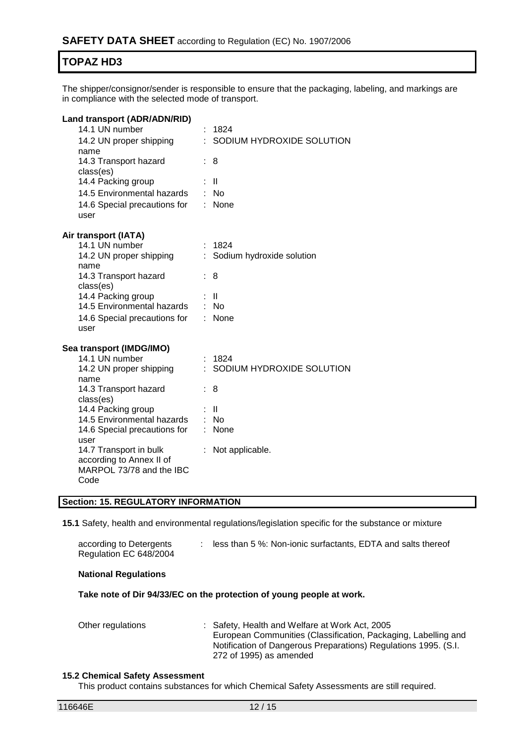The shipper/consignor/sender is responsible to ensure that the packaging, labeling, and markings are in compliance with the selected mode of transport.

**Land transport (ADR/ADN/RID)**

| | |
|---|---|
| 14.1 UN number | : 1824 |
| 14.2 UN proper shipping name | : SODIUM HYDROXIDE SOLUTION |
| 14.3 Transport hazard class(es) | : 8 |
| 14.4 Packing group | : II |
| 14.5 Environmental hazards | : No |
| 14.6 Special precautions for user | : None |

**Air transport (IATA)**

| | |
|---|---|
| 14.1 UN number | : 1824 |
| 14.2 UN proper shipping name | : Sodium hydroxide solution |
| 14.3 Transport hazard class(es) | : 8 |
| 14.4 Packing group | : II |
| 14.5 Environmental hazards | : No |
| 14.6 Special precautions for user | : None |

**Sea transport (IMDG/IMO)**

| | |
|---|---|
| 14.1 UN number | : 1824 |
| 14.2 UN proper shipping name | : SODIUM HYDROXIDE SOLUTION |
| 14.3 Transport hazard class(es) | : 8 |
| 14.4 Packing group | : II |
| 14.5 Environmental hazards | : No |
| 14.6 Special precautions for user | : None |
| 14.7 Transport in bulk according to Annex II of MARPOL 73/78 and the IBC Code | : Not applicable. |

## Section: 15. REGULATORY INFORMATION

**15.1** Safety, health and environmental regulations/legislation specific for the substance or mixture

| | |
|---|---|
| according to Detergents Regulation EC 648/2004 | : less than 5 %: Non-ionic surfactants, EDTA and salts thereof |

**National Regulations**

**Take note of Dir 94/33/EC on the protection of young people at work.**

| | |
|---|---|
| Other regulations | : Safety, Health and Welfare at Work Act, 2005<br>European Communities (Classification, Packaging, Labelling and Notification of Dangerous Preparations) Regulations 1995. (S.I. 272 of 1995) as amended |

**15.2 Chemical Safety Assessment**

This product contains substances for which Chemical Safety Assessments are still required.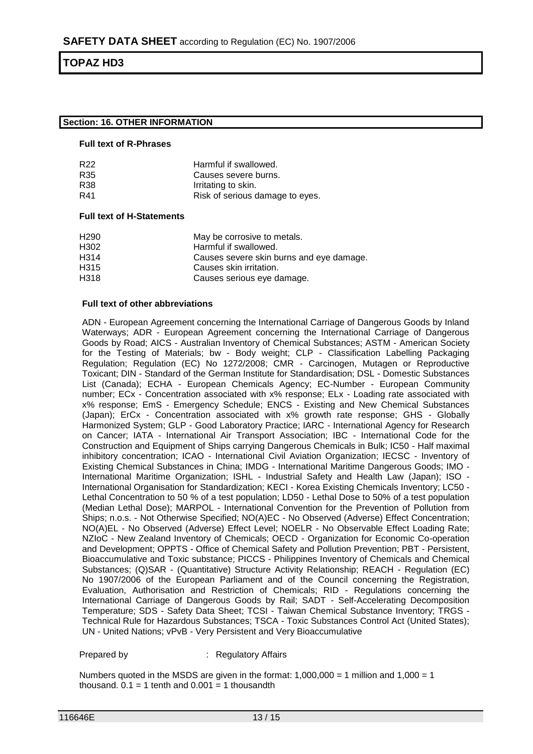# SAFETY DATA SHEET according to Regulation (EC) No. 1907/2006

## TOPAZ HD3

### Section: 16. OTHER INFORMATION

**Full text of R-Phrases**

| | |
|---|---|
| R22 | Harmful if swallowed. |
| R35 | Causes severe burns. |
| R38 | Irritating to skin. |
| R41 | Risk of serious damage to eyes. |

**Full text of H-Statements**

| | |
|---|---|
| H290 | May be corrosive to metals. |
| H302 | Harmful if swallowed. |
| H314 | Causes severe skin burns and eye damage. |
| H315 | Causes skin irritation. |
| H318 | Causes serious eye damage. |

**Full text of other abbreviations**

ADN - European Agreement concerning the International Carriage of Dangerous Goods by Inland Waterways; ADR - European Agreement concerning the International Carriage of Dangerous Goods by Road; AICS - Australian Inventory of Chemical Substances; ASTM - American Society for the Testing of Materials; bw - Body weight; CLP - Classification Labelling Packaging Regulation; Regulation (EC) No 1272/2008; CMR - Carcinogen, Mutagen or Reproductive Toxicant; DIN - Standard of the German Institute for Standardisation; DSL - Domestic Substances List (Canada); ECHA - European Chemicals Agency; EC-Number - European Community number; ECx - Concentration associated with x% response; ELx - Loading rate associated with x% response; EmS - Emergency Schedule; ENCS - Existing and New Chemical Substances (Japan); ErCx - Concentration associated with x% growth rate response; GHS - Globally Harmonized System; GLP - Good Laboratory Practice; IARC - International Agency for Research on Cancer; IATA - International Air Transport Association; IBC - International Code for the Construction and Equipment of Ships carrying Dangerous Chemicals in Bulk; IC50 - Half maximal inhibitory concentration; ICAO - International Civil Aviation Organization; IECSC - Inventory of Existing Chemical Substances in China; IMDG - International Maritime Dangerous Goods; IMO - International Maritime Organization; ISHL - Industrial Safety and Health Law (Japan); ISO - International Organisation for Standardization; KECI - Korea Existing Chemicals Inventory; LC50 - Lethal Concentration to 50 % of a test population; LD50 - Lethal Dose to 50% of a test population (Median Lethal Dose); MARPOL - International Convention for the Prevention of Pollution from Ships; n.o.s. - Not Otherwise Specified; NO(A)EC - No Observed (Adverse) Effect Concentration; NO(A)EL - No Observed (Adverse) Effect Level; NOELR - No Observable Effect Loading Rate; NZIoC - New Zealand Inventory of Chemicals; OECD - Organization for Economic Co-operation and Development; OPPTS - Office of Chemical Safety and Pollution Prevention; PBT - Persistent, Bioaccumulative and Toxic substance; PICCS - Philippines Inventory of Chemicals and Chemical Substances; (Q)SAR - (Quantitative) Structure Activity Relationship; REACH - Regulation (EC) No 1907/2006 of the European Parliament and of the Council concerning the Registration, Evaluation, Authorisation and Restriction of Chemicals; RID - Regulations concerning the International Carriage of Dangerous Goods by Rail; SADT - Self-Accelerating Decomposition Temperature; SDS - Safety Data Sheet; TCSI - Taiwan Chemical Substance Inventory; TRGS - Technical Rule for Hazardous Substances; TSCA - Toxic Substances Control Act (United States); UN - United Nations; vPvB - Very Persistent and Very Bioaccumulative

Prepared by : Regulatory Affairs

Numbers quoted in the MSDS are given in the format: 1,000,000 = 1 million and 1,000 = 1 thousand. 0.1 = 1 tenth and 0.001 = 1 thousandth

116646E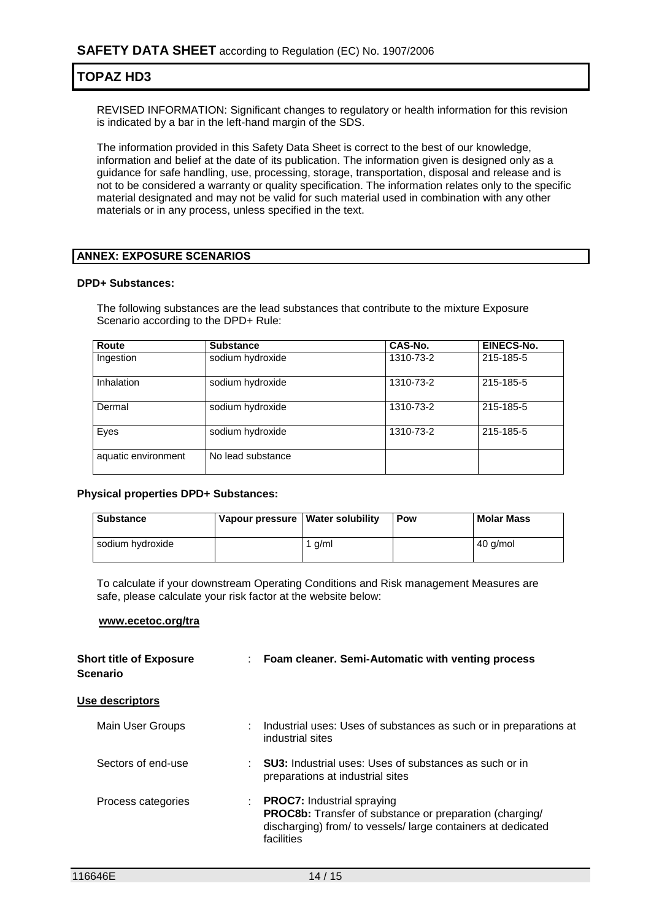REVISED INFORMATION: Significant changes to regulatory or health information for this revision is indicated by a bar in the left-hand margin of the SDS.

The information provided in this Safety Data Sheet is correct to the best of our knowledge, information and belief at the date of its publication. The information given is designed only as a guidance for safe handling, use, processing, storage, transportation, disposal and release and is not to be considered a warranty or quality specification. The information relates only to the specific material designated and may not be valid for such material used in combination with any other materials or in any process, unless specified in the text.

## ANNEX: EXPOSURE SCENARIOS

**DPD+ Substances:**

The following substances are the lead substances that contribute to the mixture Exposure Scenario according to the DPD+ Rule:

| Route | Substance | CAS-No. | EINECS-No. |
|---|---|---|---|
| Ingestion | sodium hydroxide | 1310-73-2 | 215-185-5 |
| Inhalation | sodium hydroxide | 1310-73-2 | 215-185-5 |
| Dermal | sodium hydroxide | 1310-73-2 | 215-185-5 |
| Eyes | sodium hydroxide | 1310-73-2 | 215-185-5 |
| aquatic environment | No lead substance | | |

**Physical properties DPD+ Substances:**

| Substance | Vapour pressure | Water solubility | Pow | Molar Mass |
|---|---|---|---|---|
| sodium hydroxide | | 1 g/ml | | 40 g/mol |

To calculate if your downstream Operating Conditions and Risk management Measures are safe, please calculate your risk factor at the website below:

**www.ecetoc.org/tra**

**Short title of Exposure Scenario** : **Foam cleaner. Semi-Automatic with venting process**

**Use descriptors**

Main User Groups : Industrial uses: Uses of substances as such or in preparations at industrial sites

Sectors of end-use : **SU3:** Industrial uses: Uses of substances as such or in preparations at industrial sites

Process categories : **PROC7:** Industrial spraying
**PROC8b:** Transfer of substance or preparation (charging/ discharging) from/ to vessels/ large containers at dedicated facilities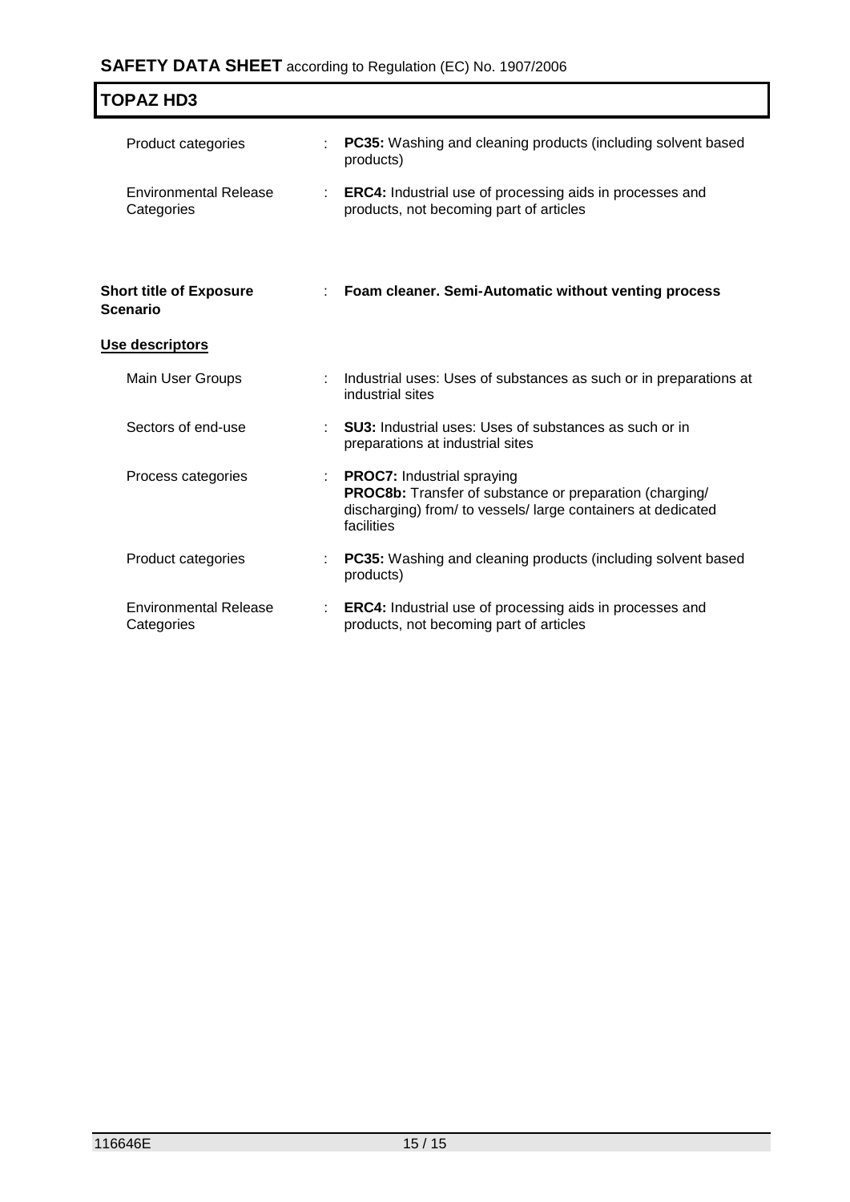| | |
|---|---|
| Product categories | : **PC35:** Washing and cleaning products (including solvent based products) |
| Environmental Release Categories | : **ERC4:** Industrial use of processing aids in processes and products, not becoming part of articles |

**Short title of Exposure Scenario** : **Foam cleaner. Semi-Automatic without venting process**

**Use descriptors**

| | |
|---|---|
| Main User Groups | : Industrial uses: Uses of substances as such or in preparations at industrial sites |
| Sectors of end-use | : **SU3:** Industrial uses: Uses of substances as such or in preparations at industrial sites |
| Process categories | : **PROC7:** Industrial spraying<br>**PROC8b:** Transfer of substance or preparation (charging/ discharging) from/ to vessels/ large containers at dedicated facilities |
| Product categories | : **PC35:** Washing and cleaning products (including solvent based products) |
| Environmental Release Categories | : **ERC4:** Industrial use of processing aids in processes and products, not becoming part of articles |